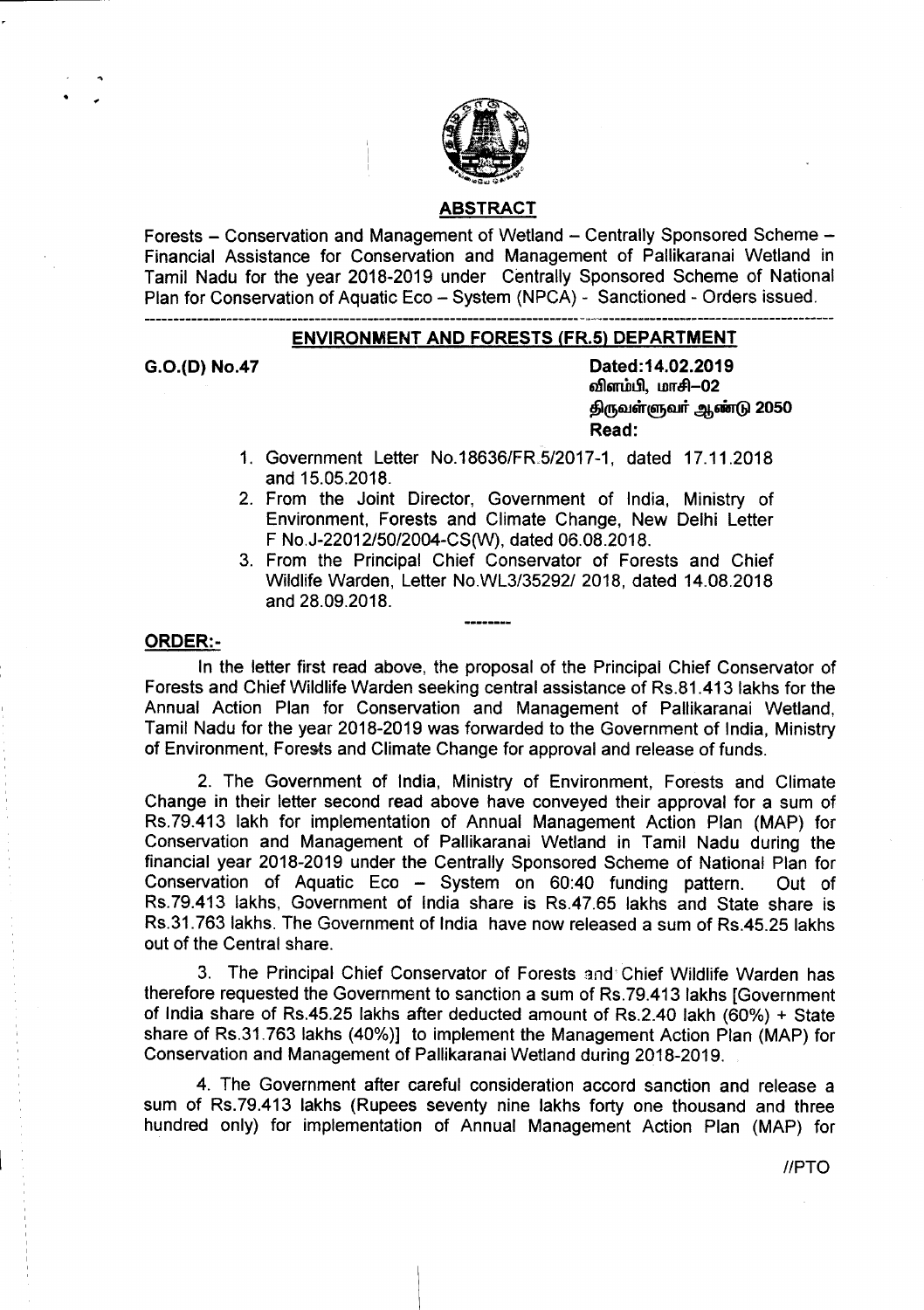## ABSTRACT

Forests – Conservation and Management of Wetland – Centrally Sponsored Scheme – Financial Assistance for Conservation and Management of Pallikaranai Wetland in Tamil Nadu for the year 2018-2019 under Centrally Sponsored Scheme of National Plan for Conservation of Aquatic Eco – System (NPCA) - Sanctioned - Orders issued.

---

## ENVIRONMENT AND FORESTS (FR.5) DEPARTMENT

**G.O.(D) No.47**

**Dated:14.02.2019**
**விளம்பி, மாசி–02**
**திருவள்ளுவர் ஆண்டு 2050**
**Read:**

1. Government Letter No.18636/FR.5/2017-1, dated 17.11.2018 and 15.05.2018.
2. From the Joint Director, Government of India, Ministry of Environment, Forests and Climate Change, New Delhi Letter F No.J-22012/50/2004-CS(W), dated 06.08.2018.
3. From the Principal Chief Conservator of Forests and Chief Wildlife Warden, Letter No.WL3/35292/ 2018, dated 14.08.2018 and 28.09.2018.

--------

**ORDER:-**

In the letter first read above, the proposal of the Principal Chief Conservator of Forests and Chief Wildlife Warden seeking central assistance of Rs.81.413 lakhs for the Annual Action Plan for Conservation and Management of Pallikaranai Wetland, Tamil Nadu for the year 2018-2019 was forwarded to the Government of India, Ministry of Environment, Forests and Climate Change for approval and release of funds.

2. The Government of India, Ministry of Environment, Forests and Climate Change in their letter second read above have conveyed their approval for a sum of Rs.79.413 lakh for implementation of Annual Management Action Plan (MAP) for Conservation and Management of Pallikaranai Wetland in Tamil Nadu during the financial year 2018-2019 under the Centrally Sponsored Scheme of National Plan for Conservation of Aquatic Eco – System on 60:40 funding pattern. Out of Rs.79.413 lakhs, Government of India share is Rs.47.65 lakhs and State share is Rs.31.763 lakhs. The Government of India have now released a sum of Rs.45.25 lakhs out of the Central share.

3. The Principal Chief Conservator of Forests and Chief Wildlife Warden has therefore requested the Government to sanction a sum of Rs.79.413 lakhs [Government of India share of Rs.45.25 lakhs after deducted amount of Rs.2.40 lakh (60%) + State share of Rs.31.763 lakhs (40%)] to implement the Management Action Plan (MAP) for Conservation and Management of Pallikaranai Wetland during 2018-2019.

4. The Government after careful consideration accord sanction and release a sum of Rs.79.413 lakhs (Rupees seventy nine lakhs forty one thousand and three hundred only) for implementation of Annual Management Action Plan (MAP) for

//PTO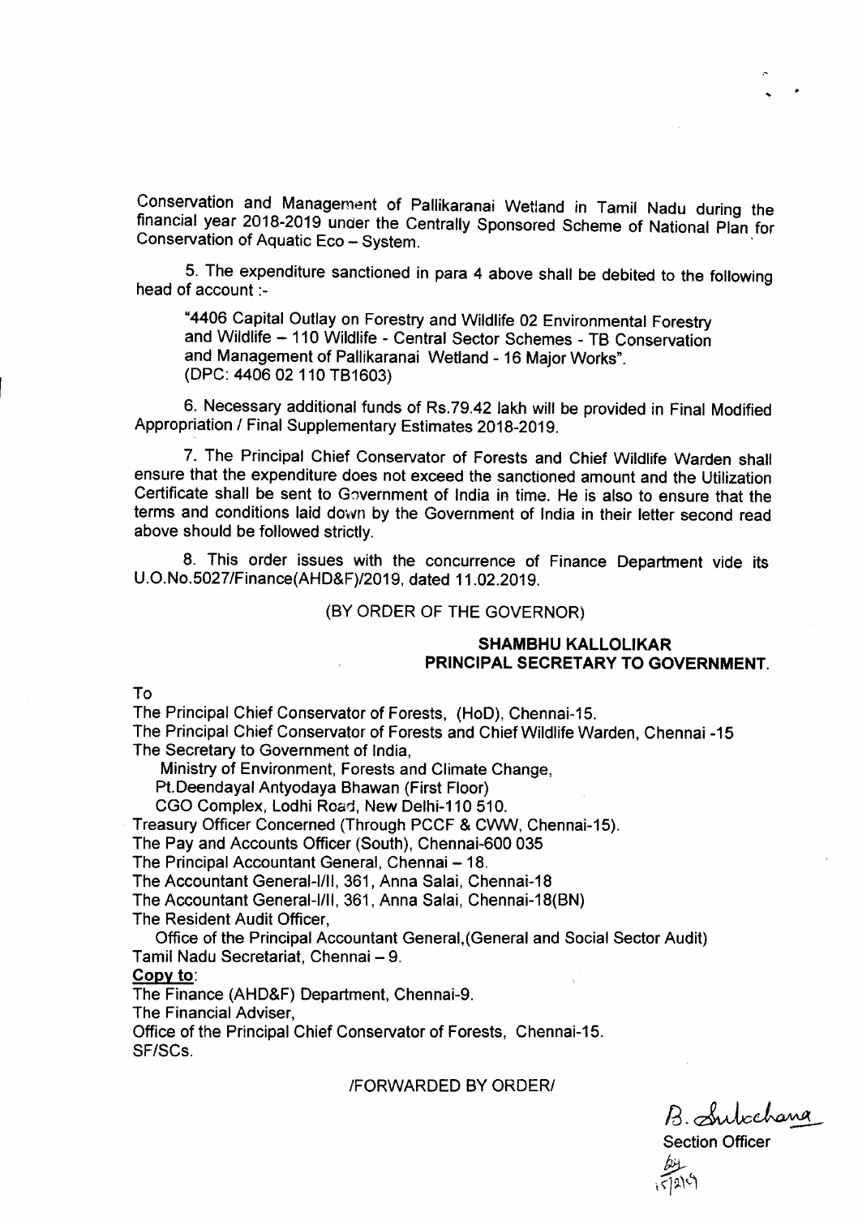Conservation and Management of Pallikaranai Wetland in Tamil Nadu during the financial year 2018-2019 under the Centrally Sponsored Scheme of National Plan for Conservation of Aquatic Eco – System.

5. The expenditure sanctioned in para 4 above shall be debited to the following head of account :-

> "4406 Capital Outlay on Forestry and Wildlife 02 Environmental Forestry and Wildlife – 110 Wildlife - Central Sector Schemes - TB Conservation and Management of Pallikaranai Wetland - 16 Major Works".
> (DPC: 4406 02 110 TB1603)

6. Necessary additional funds of Rs.79.42 lakh will be provided in Final Modified Appropriation / Final Supplementary Estimates 2018-2019.

7. The Principal Chief Conservator of Forests and Chief Wildlife Warden shall ensure that the expenditure does not exceed the sanctioned amount and the Utilization Certificate shall be sent to Government of India in time. He is also to ensure that the terms and conditions laid down by the Government of India in their letter second read above should be followed strictly.

8. This order issues with the concurrence of Finance Department vide its U.O.No.5027/Finance(AHD&F)/2019, dated 11.02.2019.

(BY ORDER OF THE GOVERNOR)

**SHAMBHU KALLOLIKAR**
**PRINCIPAL SECRETARY TO GOVERNMENT.**

To

The Principal Chief Conservator of Forests, (HoD), Chennai-15.
The Principal Chief Conservator of Forests and Chief Wildlife Warden, Chennai -15
The Secretary to Government of India,
  Ministry of Environment, Forests and Climate Change,
  Pt.Deendayal Antyodaya Bhawan (First Floor)
  CGO Complex, Lodhi Road, New Delhi-110 510.
Treasury Officer Concerned (Through PCCF & CWW, Chennai-15).
The Pay and Accounts Officer (South), Chennai-600 035
The Principal Accountant General, Chennai – 18.
The Accountant General-I/II, 361, Anna Salai, Chennai-18
The Accountant General-I/II, 361, Anna Salai, Chennai-18(BN)
The Resident Audit Officer,
  Office of the Principal Accountant General,(General and Social Sector Audit)
Tamil Nadu Secretariat, Chennai – 9.

**Copy to**:

The Finance (AHD&F) Department, Chennai-9.
The Financial Adviser,
Office of the Principal Chief Conservator of Forests, Chennai-15.
SF/SCs.

/FORWARDED BY ORDER/

B. Sulochana
Section Officer
15/2/19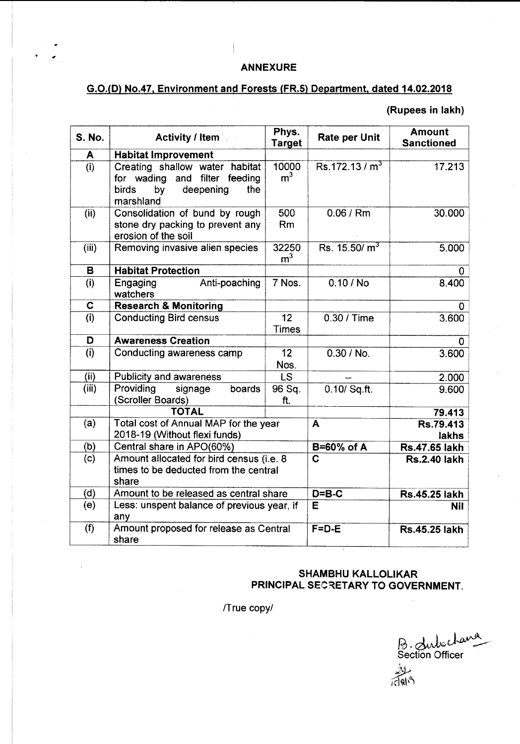## ANNEXURE

### G.O.(D) No.47, Environment and Forests (FR.5) Department, dated 14.02.2018

**(Rupees in lakh)**

| S. No. | Activity / Item | Phys. Target | Rate per Unit | Amount Sanctioned |
|---|---|---|---|---|
| **A** | **Habitat Improvement** | | | |
| (i) | Creating shallow water habitat for wading and filter feeding birds by deepening the marshland | 10000 $m^3$ | Rs.172.13 / $m^3$ | 17.213 |
| (ii) | Consolidation of bund by rough stone dry packing to prevent any erosion of the soil | 500 Rm | 0.06 / Rm | 30.000 |
| (iii) | Removing invasive alien species | 32250 $m^3$ | Rs. 15.50/ $m^3$ | 5.000 |
| **B** | **Habitat Protection** | | | 0 |
| (i) | Engaging Anti-poaching watchers | 7 Nos. | 0.10 / No | 8.400 |
| **C** | **Research & Monitoring** | | | 0 |
| (i) | Conducting Bird census | 12 Times | 0.30 / Time | 3.600 |
| **D** | **Awareness Creation** | | | 0 |
| (i) | Conducting awareness camp | 12 Nos. | 0.30 / No. | 3.600 |
| (ii) | Publicity and awareness | LS | -- | 2.000 |
| (iii) | Providing signage boards (Scroller Boards) | 96 Sq. ft. | 0.10/ Sq.ft. | 9.600 |
| | **TOTAL** | | | **79.413** |
| (a) | Total cost of Annual MAP for the year 2018-19 (Without flexi funds) | | **A** | **Rs.79.413 lakhs** |
| (b) | Central share in APO(60%) | | **B=60% of A** | **Rs.47.65 lakh** |
| (c) | Amount allocated for bird census (i.e. 8 times to be deducted from the central share | | **C** | **Rs.2.40 lakh** |
| (d) | Amount to be released as central share | | **D=B-C** | **Rs.45.25 lakh** |
| (e) | Less: unspent balance of previous year, if any | | **E** | **Nil** |
| (f) | Amount proposed for release as Central share | | **F=D-E** | **Rs.45.25 lakh** |

**SHAMBHU KALLOLIKAR**
**PRINCIPAL SECRETARY TO GOVERNMENT.**

/True copy/

B. Sulochana
Section Officer